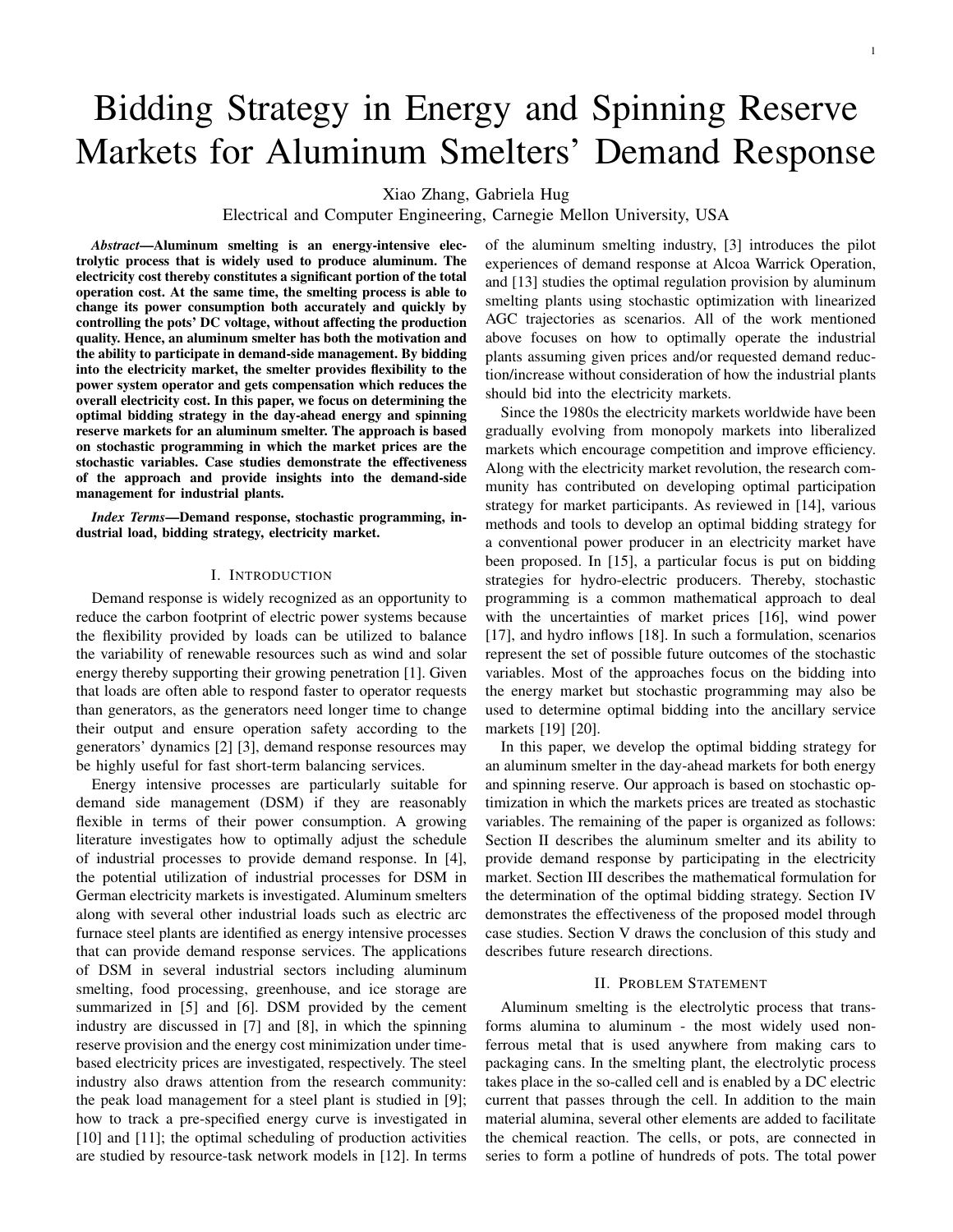# Bidding Strategy in Energy and Spinning Reserve Markets for Aluminum Smelters' Demand Response

Xiao Zhang, Gabriela Hug

Electrical and Computer Engineering, Carnegie Mellon University, USA

***Abstract*—Aluminum smelting is an energy-intensive electrolytic process that is widely used to produce aluminum. The electricity cost thereby constitutes a significant portion of the total operation cost. At the same time, the smelting process is able to change its power consumption both accurately and quickly by controlling the pots' DC voltage, without affecting the production quality. Hence, an aluminum smelter has both the motivation and the ability to participate in demand-side management. By bidding into the electricity market, the smelter provides flexibility to the power system operator and gets compensation which reduces the overall electricity cost. In this paper, we focus on determining the optimal bidding strategy in the day-ahead energy and spinning reserve markets for an aluminum smelter. The approach is based on stochastic programming in which the market prices are the stochastic variables. Case studies demonstrate the effectiveness of the approach and provide insights into the demand-side management for industrial plants.**

***Index Terms*—Demand response, stochastic programming, industrial load, bidding strategy, electricity market.**

## I. Introduction

Demand response is widely recognized as an opportunity to reduce the carbon footprint of electric power systems because the flexibility provided by loads can be utilized to balance the variability of renewable resources such as wind and solar energy thereby supporting their growing penetration [1]. Given that loads are often able to respond faster to operator requests than generators, as the generators need longer time to change their output and ensure operation safety according to the generators' dynamics [2] [3], demand response resources may be highly useful for fast short-term balancing services.

Energy intensive processes are particularly suitable for demand side management (DSM) if they are reasonably flexible in terms of their power consumption. A growing literature investigates how to optimally adjust the schedule of industrial processes to provide demand response. In [4], the potential utilization of industrial processes for DSM in German electricity markets is investigated. Aluminum smelters along with several other industrial loads such as electric arc furnace steel plants are identified as energy intensive processes that can provide demand response services. The applications of DSM in several industrial sectors including aluminum smelting, food processing, greenhouse, and ice storage are summarized in [5] and [6]. DSM provided by the cement industry are discussed in [7] and [8], in which the spinning reserve provision and the energy cost minimization under time-based electricity prices are investigated, respectively. The steel industry also draws attention from the research community: the peak load management for a steel plant is studied in [9]; how to track a pre-specified energy curve is investigated in [10] and [11]; the optimal scheduling of production activities are studied by resource-task network models in [12]. In terms of the aluminum smelting industry, [3] introduces the pilot experiences of demand response at Alcoa Warrick Operation, and [13] studies the optimal regulation provision by aluminum smelting plants using stochastic optimization with linearized AGC trajectories as scenarios. All of the work mentioned above focuses on how to optimally operate the industrial plants assuming given prices and/or requested demand reduction/increase without consideration of how the industrial plants should bid into the electricity markets.

Since the 1980s the electricity markets worldwide have been gradually evolving from monopoly markets into liberalized markets which encourage competition and improve efficiency. Along with the electricity market revolution, the research community has contributed on developing optimal participation strategy for market participants. As reviewed in [14], various methods and tools to develop an optimal bidding strategy for a conventional power producer in an electricity market have been proposed. In [15], a particular focus is put on bidding strategies for hydro-electric producers. Thereby, stochastic programming is a common mathematical approach to deal with the uncertainties of market prices [16], wind power [17], and hydro inflows [18]. In such a formulation, scenarios represent the set of possible future outcomes of the stochastic variables. Most of the approaches focus on the bidding into the energy market but stochastic programming may also be used to determine optimal bidding into the ancillary service markets [19] [20].

In this paper, we develop the optimal bidding strategy for an aluminum smelter in the day-ahead markets for both energy and spinning reserve. Our approach is based on stochastic optimization in which the markets prices are treated as stochastic variables. The remaining of the paper is organized as follows: Section II describes the aluminum smelter and its ability to provide demand response by participating in the electricity market. Section III describes the mathematical formulation for the determination of the optimal bidding strategy. Section IV demonstrates the effectiveness of the proposed model through case studies. Section V draws the conclusion of this study and describes future research directions.

## II. Problem Statement

Aluminum smelting is the electrolytic process that transforms alumina to aluminum - the most widely used non-ferrous metal that is used anywhere from making cars to packaging cans. In the smelting plant, the electrolytic process takes place in the so-called cell and is enabled by a DC electric current that passes through the cell. In addition to the main material alumina, several other elements are added to facilitate the chemical reaction. The cells, or pots, are connected in series to form a potline of hundreds of pots. The total power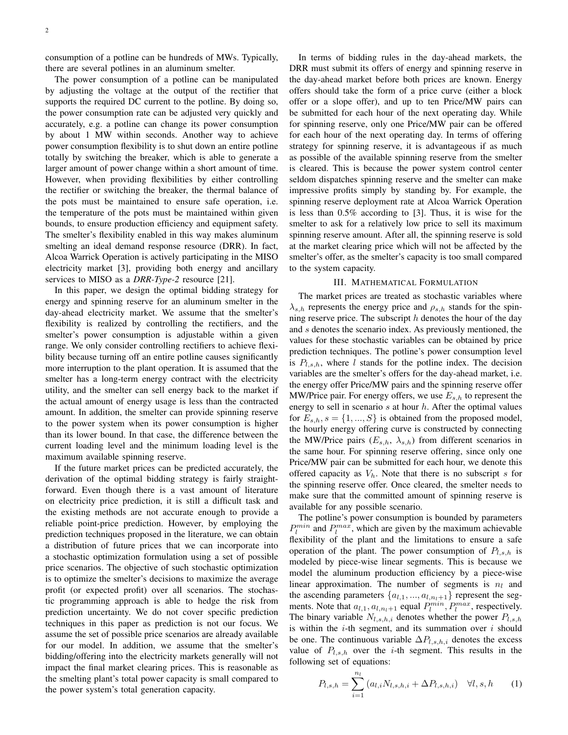consumption of a potline can be hundreds of MWs. Typically, there are several potlines in an aluminum smelter.

The power consumption of a potline can be manipulated by adjusting the voltage at the output of the rectifier that supports the required DC current to the potline. By doing so, the power consumption rate can be adjusted very quickly and accurately, e.g. a potline can change its power consumption by about 1 MW within seconds. Another way to achieve power consumption flexibility is to shut down an entire potline totally by switching the breaker, which is able to generate a larger amount of power change within a short amount of time. However, when providing flexibilities by either controlling the rectifier or switching the breaker, the thermal balance of the pots must be maintained to ensure safe operation, i.e. the temperature of the pots must be maintained within given bounds, to ensure production efficiency and equipment safety. The smelter's flexibility enabled in this way makes aluminum smelting an ideal demand response resource (DRR). In fact, Alcoa Warrick Operation is actively participating in the MISO electricity market [3], providing both energy and ancillary services to MISO as a *DRR-Type-2* resource [21].

In this paper, we design the optimal bidding strategy for energy and spinning reserve for an aluminum smelter in the day-ahead electricity market. We assume that the smelter's flexibility is realized by controlling the rectifiers, and the smelter's power consumption is adjustable within a given range. We only consider controlling rectifiers to achieve flexibility because turning off an entire potline causes significantly more interruption to the plant operation. It is assumed that the smelter has a long-term energy contract with the electricity utility, and the smelter can sell energy back to the market if the actual amount of energy usage is less than the contracted amount. In addition, the smelter can provide spinning reserve to the power system when its power consumption is higher than its lower bound. In that case, the difference between the current loading level and the minimum loading level is the maximum available spinning reserve.

If the future market prices can be predicted accurately, the derivation of the optimal bidding strategy is fairly straightforward. Even though there is a vast amount of literature on electricity price prediction, it is still a difficult task and the existing methods are not accurate enough to provide a reliable point-price prediction. However, by employing the prediction techniques proposed in the literature, we can obtain a distribution of future prices that we can incorporate into a stochastic optimization formulation using a set of possible price scenarios. The objective of such stochastic optimization is to optimize the smelter's decisions to maximize the average profit (or expected profit) over all scenarios. The stochastic programming approach is able to hedge the risk from prediction uncertainty. We do not cover specific prediction techniques in this paper as prediction is not our focus. We assume the set of possible price scenarios are already available for our model. In addition, we assume that the smelter's bidding/offering into the electricity markets generally will not impact the final market clearing prices. This is reasonable as the smelting plant's total power capacity is small compared to the power system's total generation capacity.

In terms of bidding rules in the day-ahead markets, the DRR must submit its offers of energy and spinning reserve in the day-ahead market before both prices are known. Energy offers should take the form of a price curve (either a block offer or a slope offer), and up to ten Price/MW pairs can be submitted for each hour of the next operating day. While for spinning reserve, only one Price/MW pair can be offered for each hour of the next operating day. In terms of offering strategy for spinning reserve, it is advantageous if as much as possible of the available spinning reserve from the smelter is cleared. This is because the power system control center seldom dispatches spinning reserve and the smelter can make impressive profits simply by standing by. For example, the spinning reserve deployment rate at Alcoa Warrick Operation is less than 0.5% according to [3]. Thus, it is wise for the smelter to ask for a relatively low price to sell its maximum spinning reserve amount. After all, the spinning reserve is sold at the market clearing price which will not be affected by the smelter's offer, as the smelter's capacity is too small compared to the system capacity.

## III. Mathematical Formulation

The market prices are treated as stochastic variables where $\lambda_{s,h}$ represents the energy price and $\rho_{s,h}$ stands for the spinning reserve price. The subscript $h$ denotes the hour of the day and $s$ denotes the scenario index. As previously mentioned, the values for these stochastic variables can be obtained by price prediction techniques. The potline's power consumption level is $P_{l,s,h}$, where $l$ stands for the potline index. The decision variables are the smelter's offers for the day-ahead market, i.e. the energy offer Price/MW pairs and the spinning reserve offer MW/Price pair. For energy offers, we use $E_{s,h}$ to represent the energy to sell in scenario $s$ at hour $h$. After the optimal values for $E_{s,h}, s = \{1, ..., S\}$ is obtained from the proposed model, the hourly energy offering curve is constructed by connecting the MW/Price pairs ($E_{s,h}$, $\lambda_{s,h}$) from different scenarios in the same hour. For spinning reserve offering, since only one Price/MW pair can be submitted for each hour, we denote this offered capacity as $V_h$. Note that there is no subscript $s$ for the spinning reserve offer. Once cleared, the smelter needs to make sure that the committed amount of spinning reserve is available for any possible scenario.

The potline's power consumption is bounded by parameters $P_l^{min}$ and $P_l^{max}$, which are given by the maximum achievable flexibility of the plant and the limitations to ensure a safe operation of the plant. The power consumption of $P_{l,s,h}$ is modeled by piece-wise linear segments. This is because we model the aluminum production efficiency by a piece-wise linear approximation. The number of segments is $n_l$ and the ascending parameters $\{a_{l,1}, ..., a_{l,n_l+1}\}$ represent the segments. Note that $a_{l,1}, a_{l,n_l+1}$ equal $P_l^{min}, P_l^{max}$, respectively. The binary variable $N_{l,s,h,i}$ denotes whether the power $P_{l,s,h}$ is within the $i$-th segment, and its summation over $i$ should be one. The continuous variable $\Delta P_{l,s,h,i}$ denotes the excess value of $P_{l,s,h}$ over the $i$-th segment. This results in the following set of equations:

$$P_{l,s,h} = \sum_{i=1}^{n_l} \left( a_{l,i} N_{l,s,h,i} + \Delta P_{l,s,h,i} \right) \quad \forall l, s, h \tag{1}$$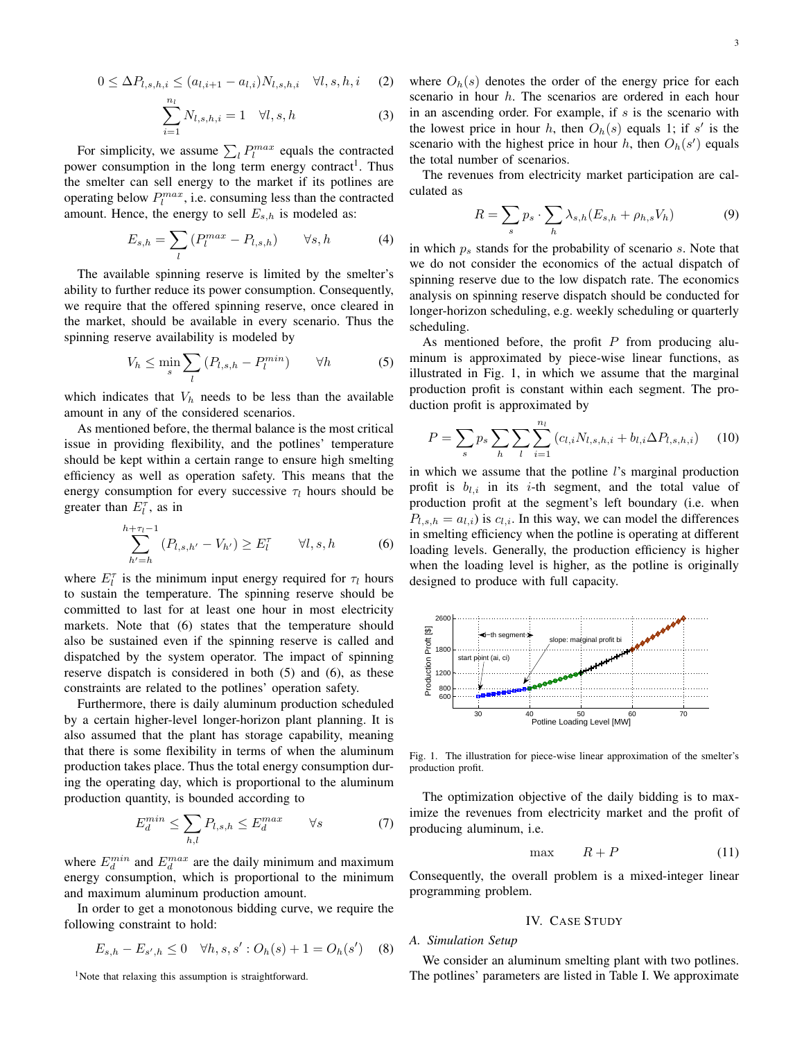$$0 \leq \Delta P_{l,s,h,i} \leq (a_{l,i+1} - a_{l,i}) N_{l,s,h,i} \quad \forall l, s, h, i \tag{2}$$

$$\sum_{i=1}^{n_l} N_{l,s,h,i} = 1 \quad \forall l, s, h \tag{3}$$

For simplicity, we assume $\sum_l P_l^{max}$ equals the contracted power consumption in the long term energy contract[1]. Thus the smelter can sell energy to the market if its potlines are operating below $P_l^{max}$, i.e. consuming less than the contracted amount. Hence, the energy to sell $E_{s,h}$ is modeled as:

$$E_{s,h} = \sum_l (P_l^{max} - P_{l,s,h}) \qquad \forall s, h \tag{4}$$

The available spinning reserve is limited by the smelter's ability to further reduce its power consumption. Consequently, we require that the offered spinning reserve, once cleared in the market, should be available in every scenario. Thus the spinning reserve availability is modeled by

$$V_h \leq \min_s \sum_l (P_{l,s,h} - P_l^{min}) \qquad \forall h \tag{5}$$

which indicates that $V_h$ needs to be less than the available amount in any of the considered scenarios.

As mentioned before, the thermal balance is the most critical issue in providing flexibility, and the potlines' temperature should be kept within a certain range to ensure high smelting efficiency as well as operation safety. This means that the energy consumption for every successive $\tau_l$ hours should be greater than $E_l^{\tau}$, as in

$$\sum_{h'=h}^{h+\tau_l-1} (P_{l,s,h'} - V_{h'}) \geq E_l^{\tau} \qquad \forall l, s, h \tag{6}$$

where $E_l^{\tau}$ is the minimum input energy required for $\tau_l$ hours to sustain the temperature. The spinning reserve should be committed to last for at least one hour in most electricity markets. Note that (6) states that the temperature should also be sustained even if the spinning reserve is called and dispatched by the system operator. The impact of spinning reserve dispatch is considered in both (5) and (6), as these constraints are related to the potlines' operation safety.

Furthermore, there is daily aluminum production scheduled by a certain higher-level longer-horizon plant planning. It is also assumed that the plant has storage capability, meaning that there is some flexibility in terms of when the aluminum production takes place. Thus the total energy consumption during the operating day, which is proportional to the aluminum production quantity, is bounded according to

$$E_d^{min} \leq \sum_{h,l} P_{l,s,h} \leq E_d^{max} \qquad \forall s \tag{7}$$

where $E_d^{min}$ and $E_d^{max}$ are the daily minimum and maximum energy consumption, which is proportional to the minimum and maximum aluminum production amount.

In order to get a monotonous bidding curve, we require the following constraint to hold:

$$E_{s,h} - E_{s',h} \leq 0 \quad \forall h, s, s' : O_h(s) + 1 = O_h(s') \tag{8}$$

[1]Note that relaxing this assumption is straightforward.

where $O_h(s)$ denotes the order of the energy price for each scenario in hour $h$. The scenarios are ordered in each hour in an ascending order. For example, if $s$ is the scenario with the lowest price in hour $h$, then $O_h(s)$ equals 1; if $s'$ is the scenario with the highest price in hour $h$, then $O_h(s')$ equals the total number of scenarios.

The revenues from electricity market participation are calculated as

$$R = \sum_s p_s \cdot \sum_h \lambda_{s,h} (E_{s,h} + \rho_{h,s} V_h) \tag{9}$$

in which $p_s$ stands for the probability of scenario $s$. Note that we do not consider the economics of the actual dispatch of spinning reserve due to the low dispatch rate. The economics analysis on spinning reserve dispatch should be conducted for longer-horizon scheduling, e.g. weekly scheduling or quarterly scheduling.

As mentioned before, the profit $P$ from producing aluminum is approximated by piece-wise linear functions, as illustrated in Fig. 1, in which we assume that the marginal production profit is constant within each segment. The production profit is approximated by

$$P = \sum_s p_s \sum_h \sum_l \sum_{i=1}^{n_l} (c_{l,i} N_{l,s,h,i} + b_{l,i} \Delta P_{l,s,h,i}) \tag{10}$$

in which we assume that the potline $l$'s marginal production profit is $b_{l,i}$ in its $i$-th segment, and the total value of production profit at the segment's left boundary (i.e. when $P_{l,s,h} = a_{l,i}$) is $c_{l,i}$. In this way, we can model the differences in smelting efficiency when the potline is operating at different loading levels. Generally, the production efficiency is higher when the loading level is higher, as the potline is originally designed to produce with full capacity.

Fig. 1. The illustration for piece-wise linear approximation of the smelter's production profit.

The optimization objective of the daily bidding is to maximize the revenues from electricity market and the profit of producing aluminum, i.e.

$$\max \qquad R + P \tag{11}$$

Consequently, the overall problem is a mixed-integer linear programming problem.

## IV. Case Study

### A. Simulation Setup

We consider an aluminum smelting plant with two potlines. The potlines' parameters are listed in Table I. We approximate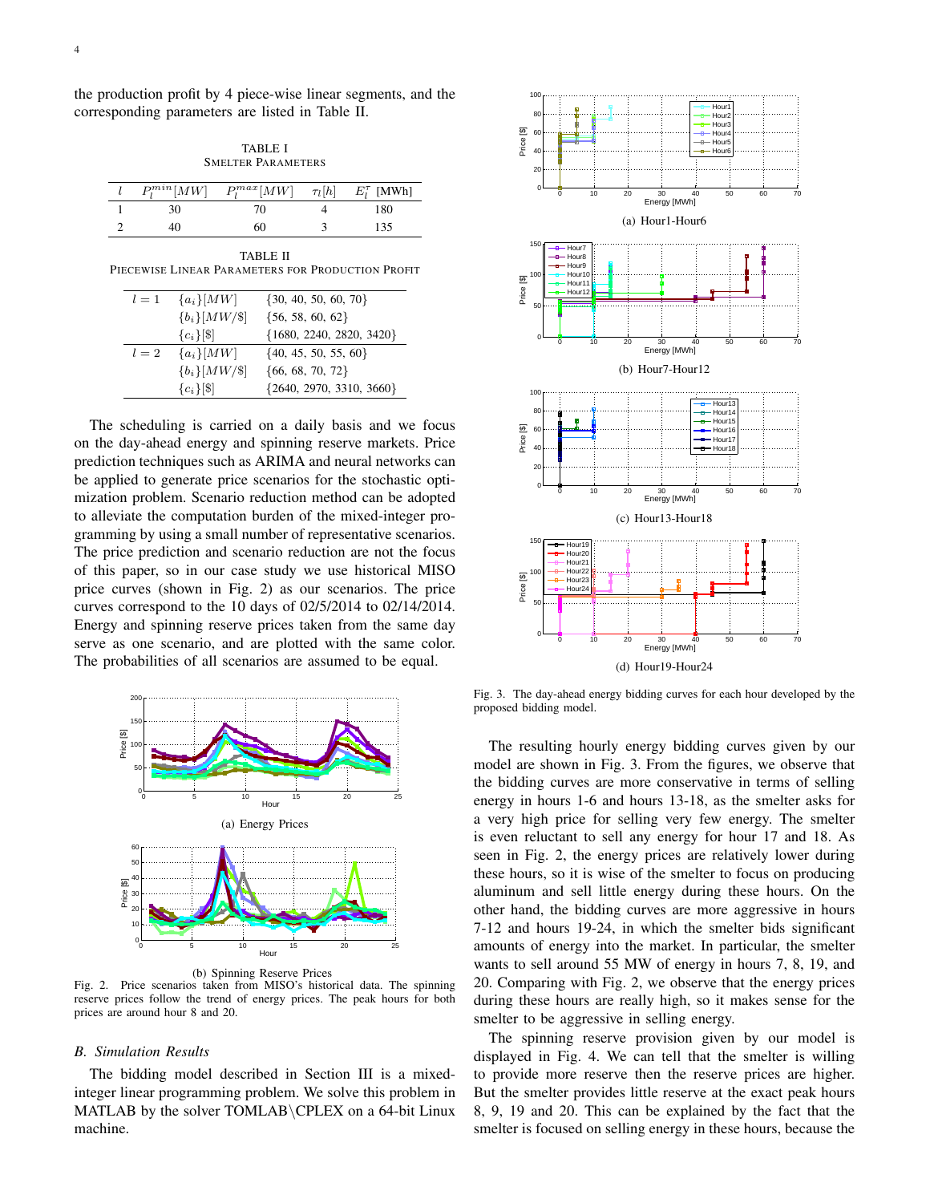the production profit by 4 piece-wise linear segments, and the corresponding parameters are listed in Table II.

TABLE I
SMELTER PARAMETERS

| $l$ | $P_l^{min}[MW]$ | $P_l^{max}[MW]$ | $\tau_l[h]$ | $E_l^\tau$ [MWh] |
|---|---|---|---|---|
| 1 | 30 | 70 | 4 | 180 |
| 2 | 40 | 60 | 3 | 135 |

TABLE II
PIECEWISE LINEAR PARAMETERS FOR PRODUCTION PROFIT

| | | |
|---|---|---|
| $l=1$ | $\{a_i\}[MW]$ | $\{30, 40, 50, 60, 70\}$ |
| | $\{b_i\}[MW/\$]$ | $\{56, 58, 60, 62\}$ |
| | $\{c_i\}[\$]$ | $\{1680, 2240, 2820, 3420\}$ |
| $l=2$ | $\{a_i\}[MW]$ | $\{40, 45, 50, 55, 60\}$ |
| | $\{b_i\}[MW/\$]$ | $\{66, 68, 70, 72\}$ |
| | $\{c_i\}[\$]$ | $\{2640, 2970, 3310, 3660\}$ |

The scheduling is carried on a daily basis and we focus on the day-ahead energy and spinning reserve markets. Price prediction techniques such as ARIMA and neural networks can be applied to generate price scenarios for the stochastic optimization problem. Scenario reduction method can be adopted to alleviate the computation burden of the mixed-integer programming by using a small number of representative scenarios. The price prediction and scenario reduction are not the focus of this paper, so in our case study we use historical MISO price curves (shown in Fig. 2) as our scenarios. The price curves correspond to the 10 days of 02/5/2014 to 02/14/2014. Energy and spinning reserve prices taken from the same day serve as one scenario, and are plotted with the same color. The probabilities of all scenarios are assumed to be equal.

(a) Energy Prices

(b) Spinning Reserve Prices

Fig. 2. Price scenarios taken from MISO's historical data. The spinning reserve prices follow the trend of energy prices. The peak hours for both prices are around hour 8 and 20.

### B. Simulation Results

The bidding model described in Section III is a mixed-integer linear programming problem. We solve this problem in MATLAB by the solver TOMLAB\CPLEX on a 64-bit Linux machine.

(a) Hour1-Hour6

(b) Hour7-Hour12

(c) Hour13-Hour18

(d) Hour19-Hour24

Fig. 3. The day-ahead energy bidding curves for each hour developed by the proposed bidding model.

The resulting hourly energy bidding curves given by our model are shown in Fig. 3. From the figures, we observe that the bidding curves are more conservative in terms of selling energy in hours 1-6 and hours 13-18, as the smelter asks for a very high price for selling very few energy. The smelter is even reluctant to sell any energy for hour 17 and 18. As seen in Fig. 2, the energy prices are relatively lower during these hours, so it is wise of the smelter to focus on producing aluminum and sell little energy during these hours. On the other hand, the bidding curves are more aggressive in hours 7-12 and hours 19-24, in which the smelter bids significant amounts of energy into the market. In particular, the smelter wants to sell around 55 MW of energy in hours 7, 8, 19, and 20. Comparing with Fig. 2, we observe that the energy prices during these hours are really high, so it makes sense for the smelter to be aggressive in selling energy.

The spinning reserve provision given by our model is displayed in Fig. 4. We can tell that the smelter is willing to provide more reserve then the reserve prices are higher. But the smelter provides little reserve at the exact peak hours 8, 9, 19 and 20. This can be explained by the fact that the smelter is focused on selling energy in these hours, because the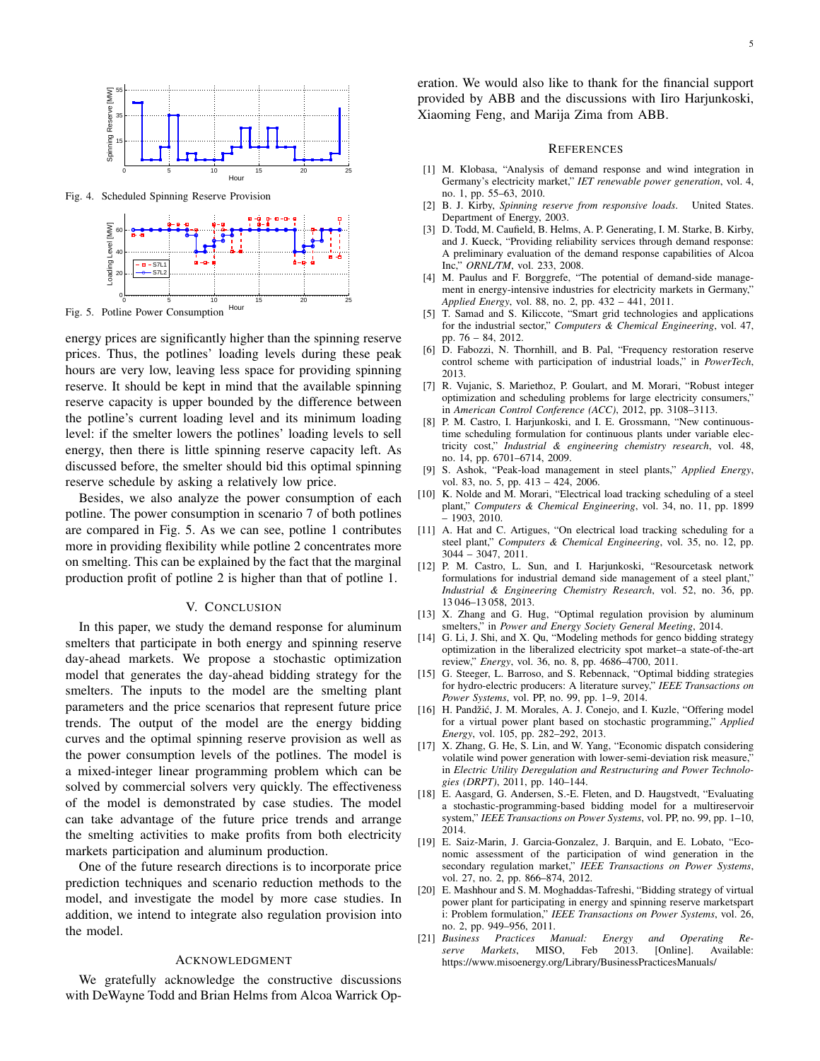Spinning Reserve [MW]
55
35
15
0 5 10 15 20 25
Hour

Fig. 4. Scheduled Spinning Reserve Provision

Loading Level [MW]
60
40
20
0
S7L1
S7L2
0 5 10 15 20 25
Hour

Fig. 5. Potline Power Consumption

energy prices are significantly higher than the spinning reserve prices. Thus, the potlines' loading levels during these peak hours are very low, leaving less space for providing spinning reserve. It should be kept in mind that the available spinning reserve capacity is upper bounded by the difference between the potline's current loading level and its minimum loading level: if the smelter lowers the potlines' loading levels to sell energy, then there is little spinning reserve capacity left. As discussed before, the smelter should bid this optimal spinning reserve schedule by asking a relatively low price.

Besides, we also analyze the power consumption of each potline. The power consumption in scenario 7 of both potlines are compared in Fig. 5. As we can see, potline 1 contributes more in providing flexibility while potline 2 concentrates more on smelting. This can be explained by the fact that the marginal production profit of potline 2 is higher than that of potline 1.

## V. Conclusion

In this paper, we study the demand response for aluminum smelters that participate in both energy and spinning reserve day-ahead markets. We propose a stochastic optimization model that generates the day-ahead bidding strategy for the smelters. The inputs to the model are the smelting plant parameters and the price scenarios that represent future price trends. The output of the model are the energy bidding curves and the optimal spinning reserve provision as well as the power consumption levels of the potlines. The model is a mixed-integer linear programming problem which can be solved by commercial solvers very quickly. The effectiveness of the model is demonstrated by case studies. The model can take advantage of the future price trends and arrange the smelting activities to make profits from both electricity markets participation and aluminum production.

One of the future research directions is to incorporate price prediction techniques and scenario reduction methods to the model, and investigate the model by more case studies. In addition, we intend to integrate also regulation provision into the model.

## Acknowledgment

We gratefully acknowledge the constructive discussions with DeWayne Todd and Brian Helms from Alcoa Warrick Operation. We would also like to thank for the financial support provided by ABB and the discussions with Iiro Harjunkoski, Xiaoming Feng, and Marija Zima from ABB.

## References

[1] M. Klobasa, "Analysis of demand response and wind integration in Germany's electricity market," *IET renewable power generation*, vol. 4, no. 1, pp. 55–63, 2010.

[2] B. J. Kirby, *Spinning reserve from responsive loads*. United States. Department of Energy, 2003.

[3] D. Todd, M. Caufield, B. Helms, A. P. Generating, I. M. Starke, B. Kirby, and J. Kueck, "Providing reliability services through demand response: A preliminary evaluation of the demand response capabilities of Alcoa Inc," *ORNL/TM*, vol. 233, 2008.

[4] M. Paulus and F. Borggrefe, "The potential of demand-side management in energy-intensive industries for electricity markets in Germany," *Applied Energy*, vol. 88, no. 2, pp. 432 – 441, 2011.

[5] T. Samad and S. Kiliccote, "Smart grid technologies and applications for the industrial sector," *Computers & Chemical Engineering*, vol. 47, pp. 76 – 84, 2012.

[6] D. Fabozzi, N. Thornhill, and B. Pal, "Frequency restoration reserve control scheme with participation of industrial loads," in *PowerTech*, 2013.

[7] R. Vujanic, S. Mariethoz, P. Goulart, and M. Morari, "Robust integer optimization and scheduling problems for large electricity consumers," in *American Control Conference (ACC)*, 2012, pp. 3108–3113.

[8] P. M. Castro, I. Harjunkoski, and I. E. Grossmann, "New continuous-time scheduling formulation for continuous plants under variable electricity cost," *Industrial & engineering chemistry research*, vol. 48, no. 14, pp. 6701–6714, 2009.

[9] S. Ashok, "Peak-load management in steel plants," *Applied Energy*, vol. 83, no. 5, pp. 413 – 424, 2006.

[10] K. Nolde and M. Morari, "Electrical load tracking scheduling of a steel plant," *Computers & Chemical Engineering*, vol. 34, no. 11, pp. 1899 – 1903, 2010.

[11] A. Hat and C. Artigues, "On electrical load tracking scheduling for a steel plant," *Computers & Chemical Engineering*, vol. 35, no. 12, pp. 3044 – 3047, 2011.

[12] P. M. Castro, L. Sun, and I. Harjunkoski, "Resourcetask network formulations for industrial demand side management of a steel plant," *Industrial & Engineering Chemistry Research*, vol. 52, no. 36, pp. 13 046–13 058, 2013.

[13] X. Zhang and G. Hug, "Optimal regulation provision by aluminum smelters," in *Power and Energy Society General Meeting*, 2014.

[14] G. Li, J. Shi, and X. Qu, "Modeling methods for genco bidding strategy optimization in the liberalized electricity spot market–a state-of-the-art review," *Energy*, vol. 36, no. 8, pp. 4686–4700, 2011.

[15] G. Steeger, L. Barroso, and S. Rebennack, "Optimal bidding strategies for hydro-electric producers: A literature survey," *IEEE Transactions on Power Systems*, vol. PP, no. 99, pp. 1–9, 2014.

[16] H. Pandžić, J. M. Morales, A. J. Conejo, and I. Kuzle, "Offering model for a virtual power plant based on stochastic programming," *Applied Energy*, vol. 105, pp. 282–292, 2013.

[17] X. Zhang, G. He, S. Lin, and W. Yang, "Economic dispatch considering volatile wind power generation with lower-semi-deviation risk measure," in *Electric Utility Deregulation and Restructuring and Power Technologies (DRPT)*, 2011, pp. 140–144.

[18] E. Aasgard, G. Andersen, S.-E. Fleten, and D. Haugstvedt, "Evaluating a stochastic-programming-based bidding model for a multireservoir system," *IEEE Transactions on Power Systems*, vol. PP, no. 99, pp. 1–10, 2014.

[19] E. Saiz-Marin, J. Garcia-Gonzalez, J. Barquin, and E. Lobato, "Economic assessment of the participation of wind generation in the secondary regulation market," *IEEE Transactions on Power Systems*, vol. 27, no. 2, pp. 866–874, 2012.

[20] E. Mashhour and S. M. Moghaddas-Tafreshi, "Bidding strategy of virtual power plant for participating in energy and spinning reserve marketspart i: Problem formulation," *IEEE Transactions on Power Systems*, vol. 26, no. 2, pp. 949–956, 2011.

[21] *Business Practices Manual: Energy and Operating Reserve Markets*, MISO, Feb 2013. [Online]. Available: https://www.misoenergy.org/Library/BusinessPracticesManuals/